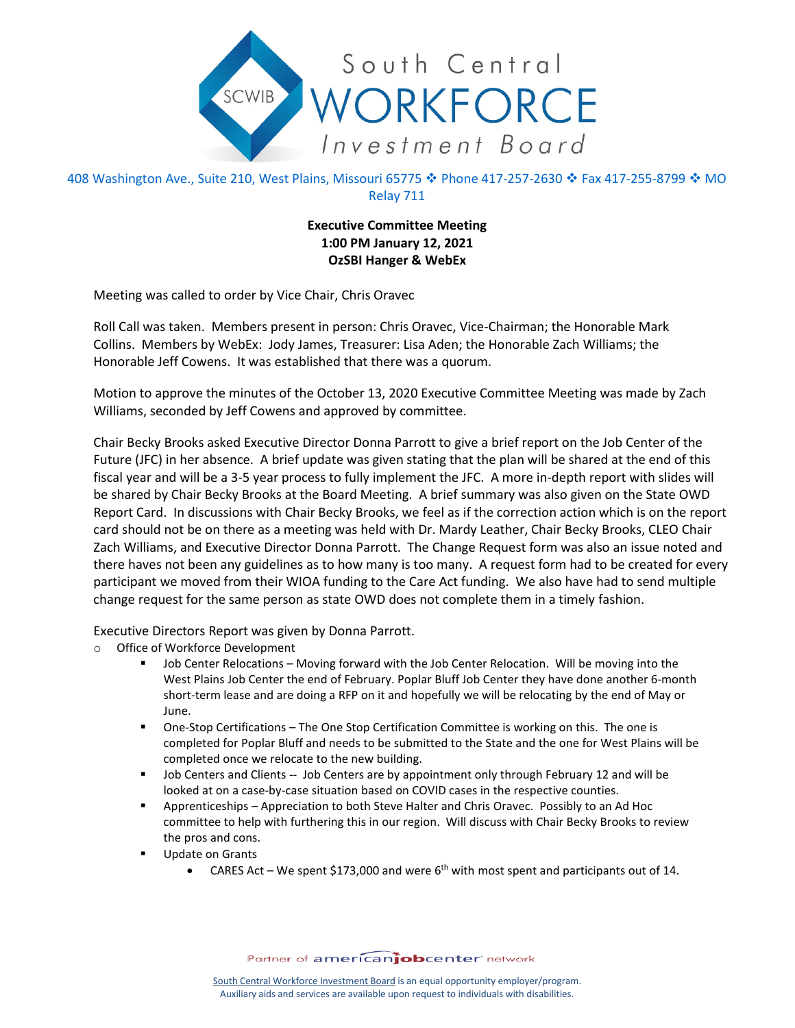South Central WORKFORCE Investment Board

408 Washington Ave., Suite 210, West Plains, Missouri 65775 ❖ Phone 417-257-2630 ❖ Fax 417-255-8799 ❖ MO Relay 711

**Executive Committee Meeting**
**1:00 PM January 12, 2021**
**OzSBI Hanger & WebEx**

Meeting was called to order by Vice Chair, Chris Oravec

Roll Call was taken. Members present in person: Chris Oravec, Vice-Chairman; the Honorable Mark Collins. Members by WebEx: Jody James, Treasurer: Lisa Aden; the Honorable Zach Williams; the Honorable Jeff Cowens. It was established that there was a quorum.

Motion to approve the minutes of the October 13, 2020 Executive Committee Meeting was made by Zach Williams, seconded by Jeff Cowens and approved by committee.

Chair Becky Brooks asked Executive Director Donna Parrott to give a brief report on the Job Center of the Future (JFC) in her absence. A brief update was given stating that the plan will be shared at the end of this fiscal year and will be a 3-5 year process to fully implement the JFC. A more in-depth report with slides will be shared by Chair Becky Brooks at the Board Meeting. A brief summary was also given on the State OWD Report Card. In discussions with Chair Becky Brooks, we feel as if the correction action which is on the report card should not be on there as a meeting was held with Dr. Mardy Leather, Chair Becky Brooks, CLEO Chair Zach Williams, and Executive Director Donna Parrott. The Change Request form was also an issue noted and there haves not been any guidelines as to how many is too many. A request form had to be created for every participant we moved from their WIOA funding to the Care Act funding. We also have had to send multiple change request for the same person as state OWD does not complete them in a timely fashion.

Executive Directors Report was given by Donna Parrott.

- Office of Workforce Development
  - Job Center Relocations – Moving forward with the Job Center Relocation. Will be moving into the West Plains Job Center the end of February. Poplar Bluff Job Center they have done another 6-month short-term lease and are doing a RFP on it and hopefully we will be relocating by the end of May or June.
  - One-Stop Certifications – The One Stop Certification Committee is working on this. The one is completed for Poplar Bluff and needs to be submitted to the State and the one for West Plains will be completed once we relocate to the new building.
  - Job Centers and Clients -- Job Centers are by appointment only through February 12 and will be looked at on a case-by-case situation based on COVID cases in the respective counties.
  - Apprenticeships – Appreciation to both Steve Halter and Chris Oravec. Possibly to an Ad Hoc committee to help with furthering this in our region. Will discuss with Chair Becky Brooks to review the pros and cons.
  - Update on Grants
    - CARES Act – We spent $173,000 and were 6th with most spent and participants out of 14.

Partner of americanjobcenter network

South Central Workforce Investment Board is an equal opportunity employer/program. Auxiliary aids and services are available upon request to individuals with disabilities.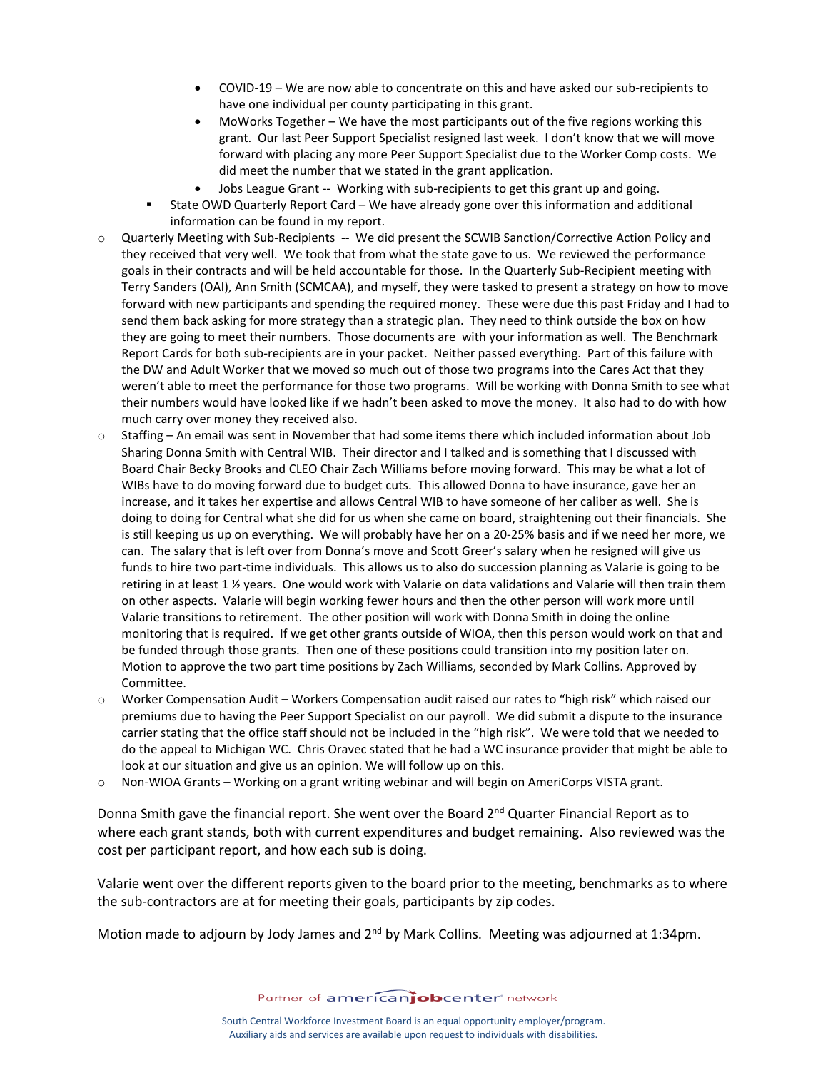- COVID-19 – We are now able to concentrate on this and have asked our sub-recipients to have one individual per county participating in this grant.
        - MoWorks Together – We have the most participants out of the five regions working this grant. Our last Peer Support Specialist resigned last week. I don't know that we will move forward with placing any more Peer Support Specialist due to the Worker Comp costs. We did meet the number that we stated in the grant application.
        - Jobs League Grant -- Working with sub-recipients to get this grant up and going.
    - State OWD Quarterly Report Card – We have already gone over this information and additional information can be found in my report.
- Quarterly Meeting with Sub-Recipients -- We did present the SCWIB Sanction/Corrective Action Policy and they received that very well. We took that from what the state gave to us. We reviewed the performance goals in their contracts and will be held accountable for those. In the Quarterly Sub-Recipient meeting with Terry Sanders (OAI), Ann Smith (SCMCAA), and myself, they were tasked to present a strategy on how to move forward with new participants and spending the required money. These were due this past Friday and I had to send them back asking for more strategy than a strategic plan. They need to think outside the box on how they are going to meet their numbers. Those documents are with your information as well. The Benchmark Report Cards for both sub-recipients are in your packet. Neither passed everything. Part of this failure with the DW and Adult Worker that we moved so much out of those two programs into the Cares Act that they weren't able to meet the performance for those two programs. Will be working with Donna Smith to see what their numbers would have looked like if we hadn't been asked to move the money. It also had to do with how much carry over money they received also.
- Staffing – An email was sent in November that had some items there which included information about Job Sharing Donna Smith with Central WIB. Their director and I talked and is something that I discussed with Board Chair Becky Brooks and CLEO Chair Zach Williams before moving forward. This may be what a lot of WIBs have to do moving forward due to budget cuts. This allowed Donna to have insurance, gave her an increase, and it takes her expertise and allows Central WIB to have someone of her caliber as well. She is doing to doing for Central what she did for us when she came on board, straightening out their financials. She is still keeping us up on everything. We will probably have her on a 20-25% basis and if we need her more, we can. The salary that is left over from Donna's move and Scott Greer's salary when he resigned will give us funds to hire two part-time individuals. This allows us to also do succession planning as Valarie is going to be retiring in at least 1 ½ years. One would work with Valarie on data validations and Valarie will then train them on other aspects. Valarie will begin working fewer hours and then the other person will work more until Valarie transitions to retirement. The other position will work with Donna Smith in doing the online monitoring that is required. If we get other grants outside of WIOA, then this person would work on that and be funded through those grants. Then one of these positions could transition into my position later on. Motion to approve the two part time positions by Zach Williams, seconded by Mark Collins. Approved by Committee.
- Worker Compensation Audit – Workers Compensation audit raised our rates to "high risk" which raised our premiums due to having the Peer Support Specialist on our payroll. We did submit a dispute to the insurance carrier stating that the office staff should not be included in the "high risk". We were told that we needed to do the appeal to Michigan WC. Chris Oravec stated that he had a WC insurance provider that might be able to look at our situation and give us an opinion. We will follow up on this.
- Non-WIOA Grants – Working on a grant writing webinar and will begin on AmeriCorps VISTA grant.

Donna Smith gave the financial report. She went over the Board 2nd Quarter Financial Report as to where each grant stands, both with current expenditures and budget remaining. Also reviewed was the cost per participant report, and how each sub is doing.

Valarie went over the different reports given to the board prior to the meeting, benchmarks as to where the sub-contractors are at for meeting their goals, participants by zip codes.

Motion made to adjourn by Jody James and 2nd by Mark Collins. Meeting was adjourned at 1:34pm.

Partner of americanjobcenter network

South Central Workforce Investment Board is an equal opportunity employer/program.
Auxiliary aids and services are available upon request to individuals with disabilities.